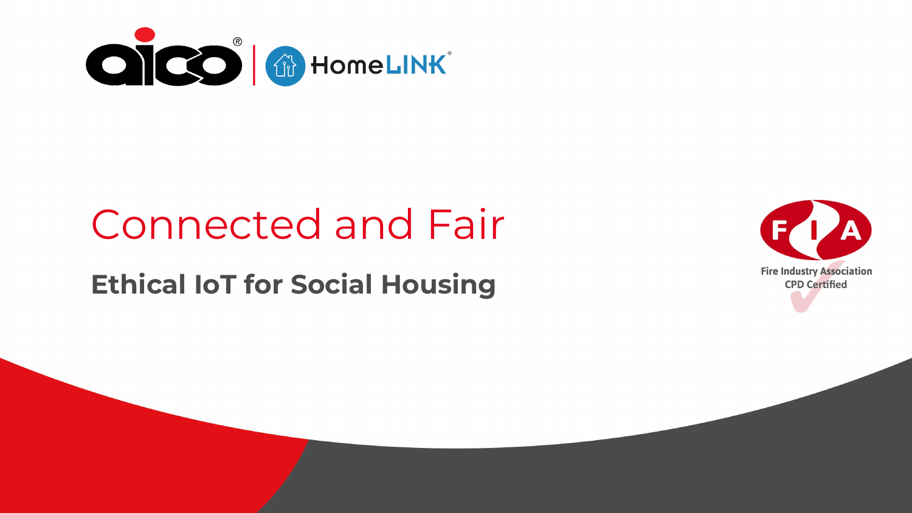# Connected and Fair

## Ethical IoT for Social Housing

Fire Industry Association
CPD Certified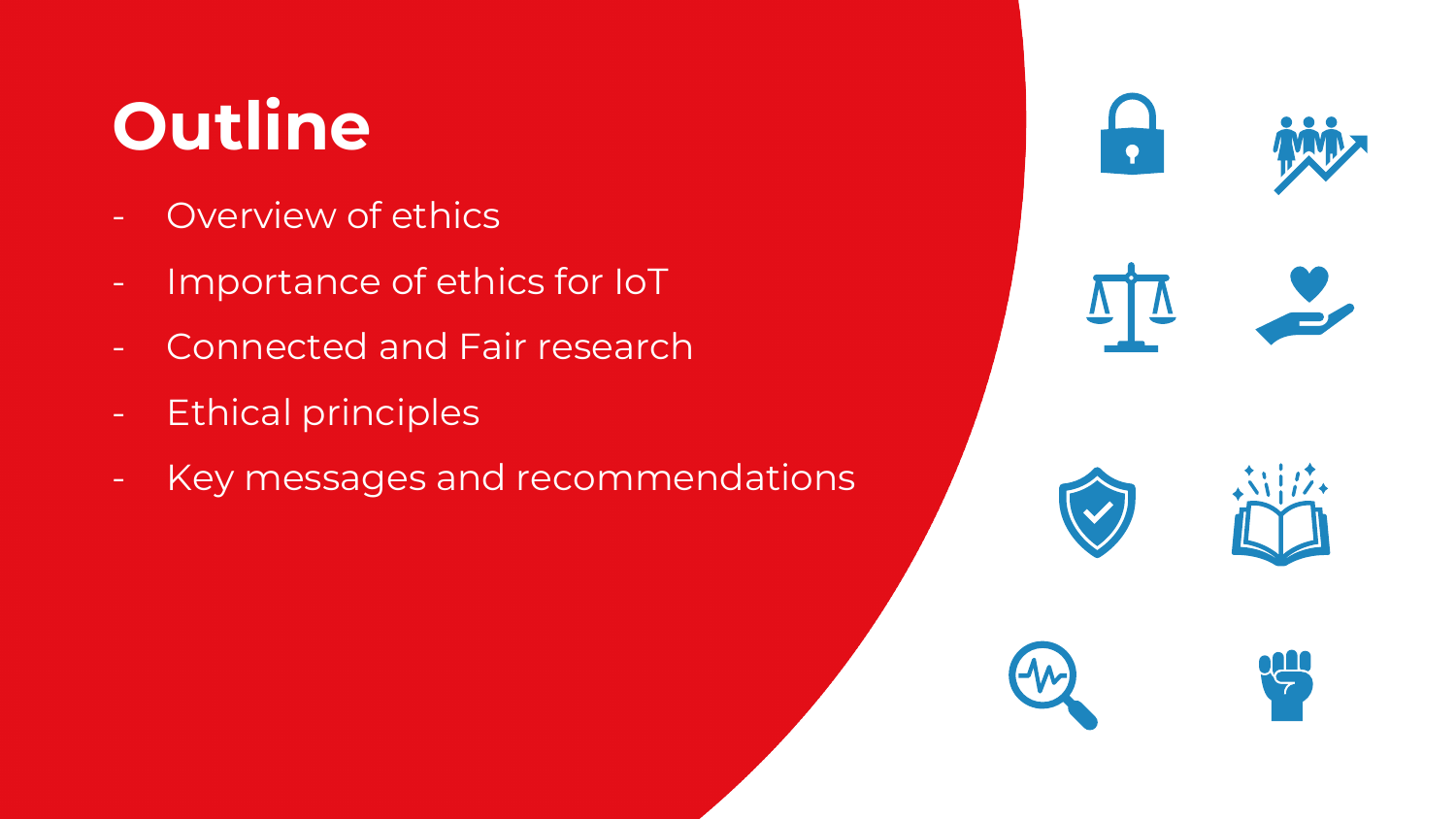# Outline

- Overview of ethics
- Importance of ethics for IoT
- Connected and Fair research
- Ethical principles
- Key messages and recommendations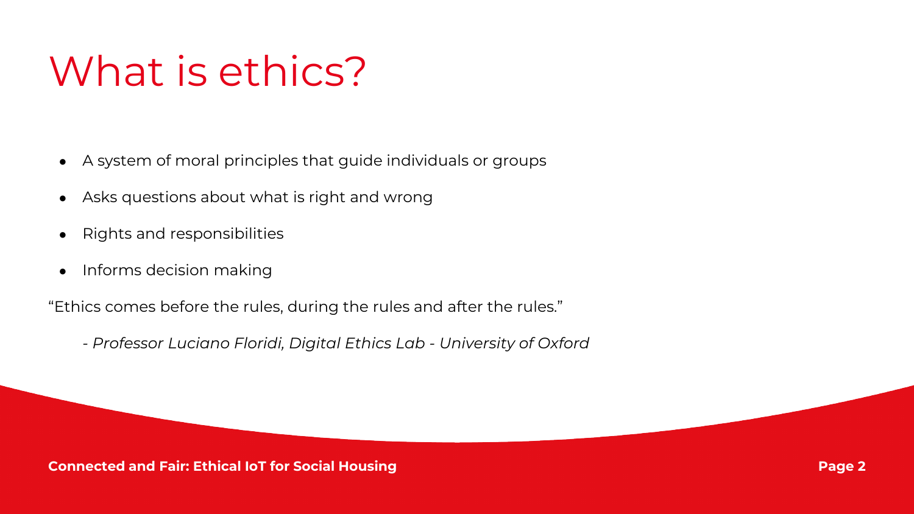# What is ethics?

- A system of moral principles that guide individuals or groups
- Asks questions about what is right and wrong
- Rights and responsibilities
- Informs decision making

"Ethics comes before the rules, during the rules and after the rules."

*- Professor Luciano Floridi, Digital Ethics Lab - University of Oxford*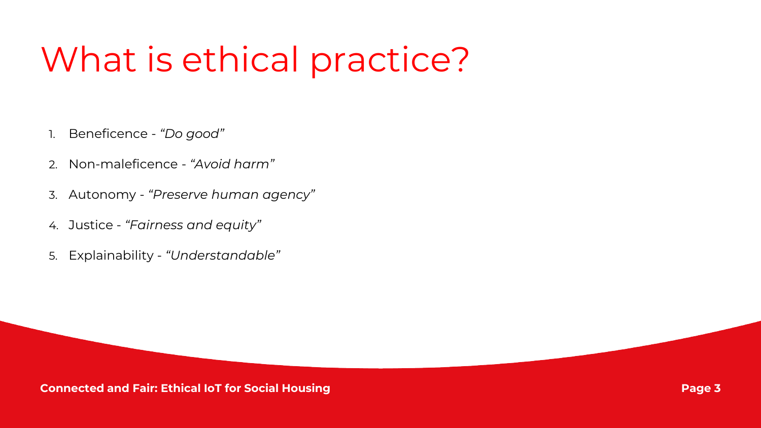# What is ethical practice?

1. Beneficence - *"Do good"*
2. Non-maleficence - *"Avoid harm"*
3. Autonomy - *"Preserve human agency"*
4. Justice - *"Fairness and equity"*
5. Explainability - *"Understandable"*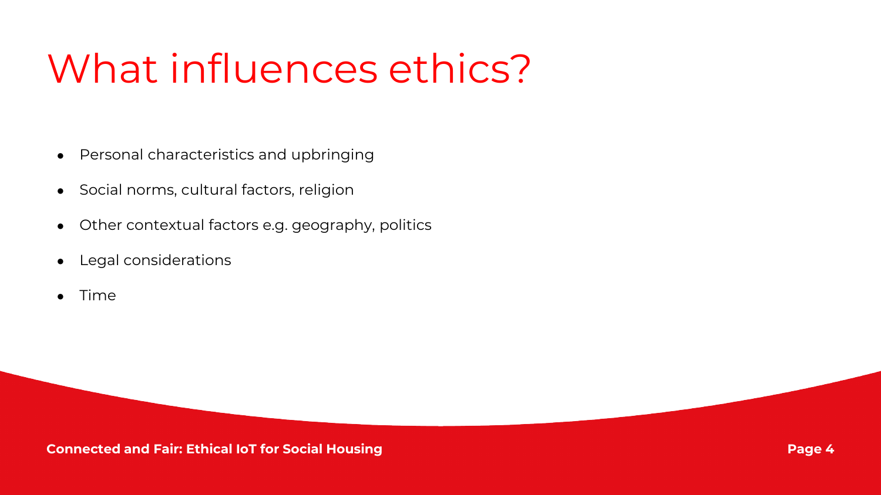# What influences ethics?

- Personal characteristics and upbringing
- Social norms, cultural factors, religion
- Other contextual factors e.g. geography, politics
- Legal considerations
- Time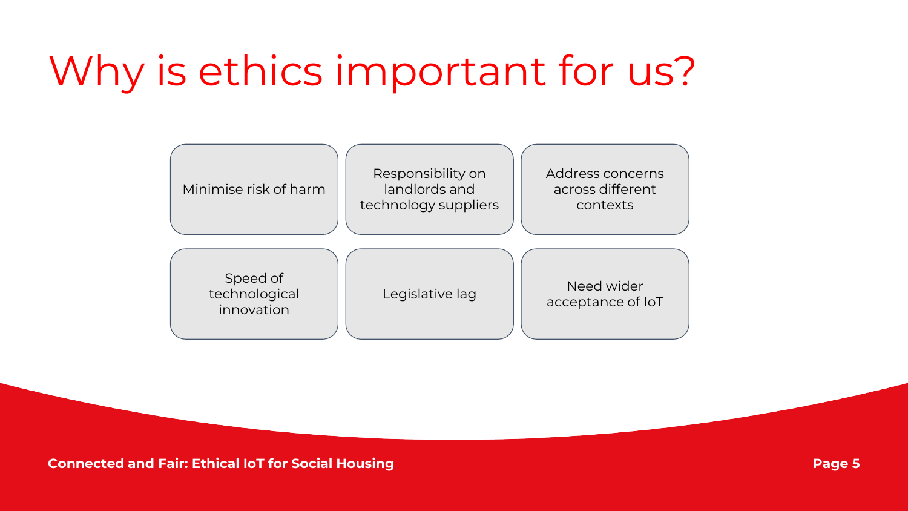# Why is ethics important for us?

- Minimise risk of harm
- Responsibility on landlords and technology suppliers
- Address concerns across different contexts
- Speed of technological innovation
- Legislative lag
- Need wider acceptance of IoT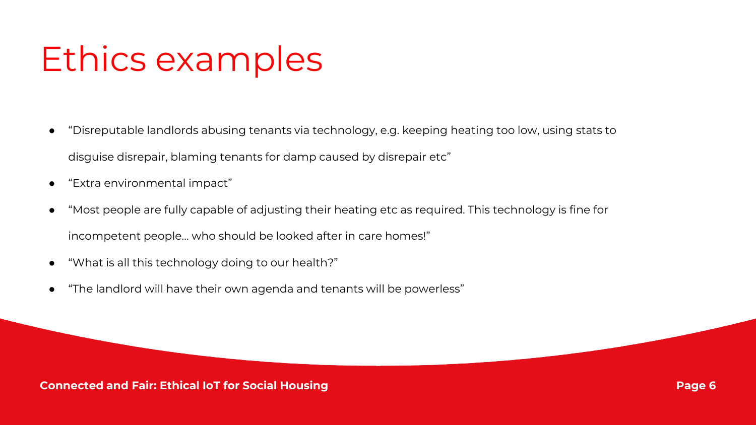# Ethics examples

- “Disreputable landlords abusing tenants via technology, e.g. keeping heating too low, using stats to disguise disrepair, blaming tenants for damp caused by disrepair etc”
- “Extra environmental impact”
- “Most people are fully capable of adjusting their heating etc as required. This technology is fine for incompetent people… who should be looked after in care homes!”
- “What is all this technology doing to our health?”
- “The landlord will have their own agenda and tenants will be powerless”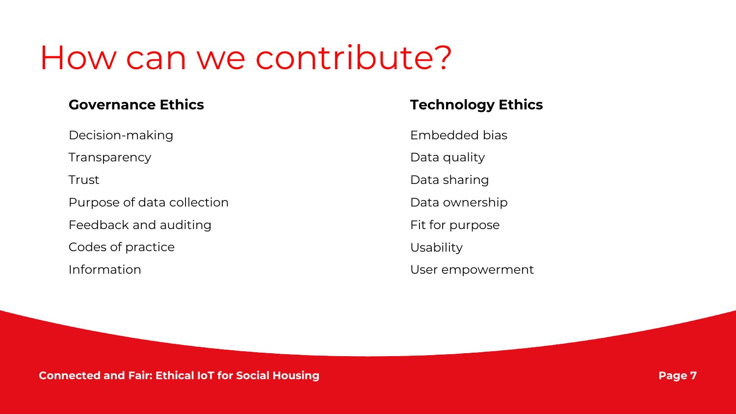# How can we contribute?

**Governance Ethics**

Decision-making

Transparency

Trust

Purpose of data collection

Feedback and auditing

Codes of practice

Information

**Technology Ethics**

Embedded bias

Data quality

Data sharing

Data ownership

Fit for purpose

Usability

User empowerment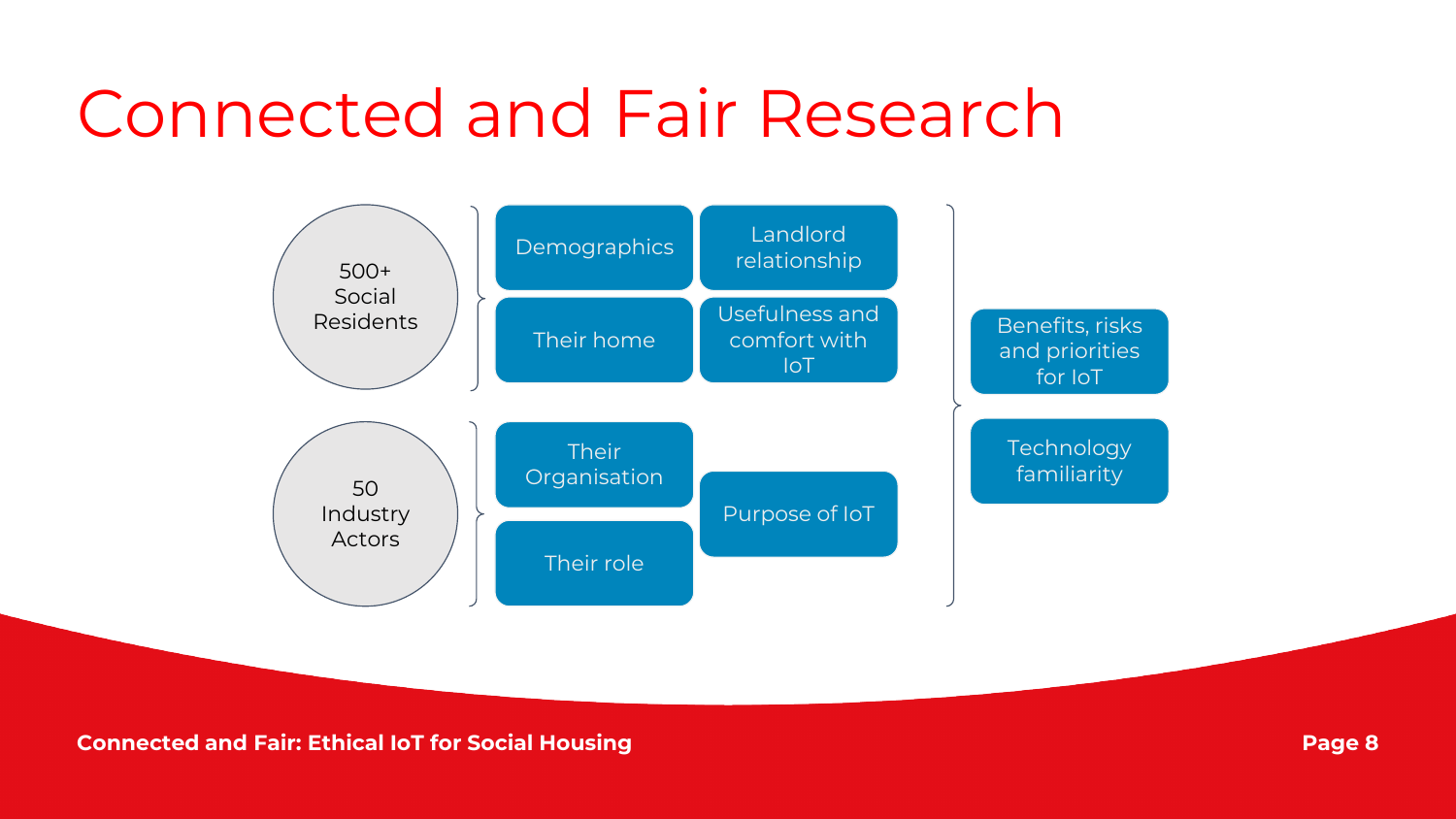# Connected and Fair Research

**500+ Social Residents**
- Demographics
- Landlord relationship
- Their home
- Usefulness and comfort with IoT

**50 Industry Actors**
- Their Organisation
- Their role
- Purpose of IoT

**Both groups**
- Benefits, risks and priorities for IoT
- Technology familiarity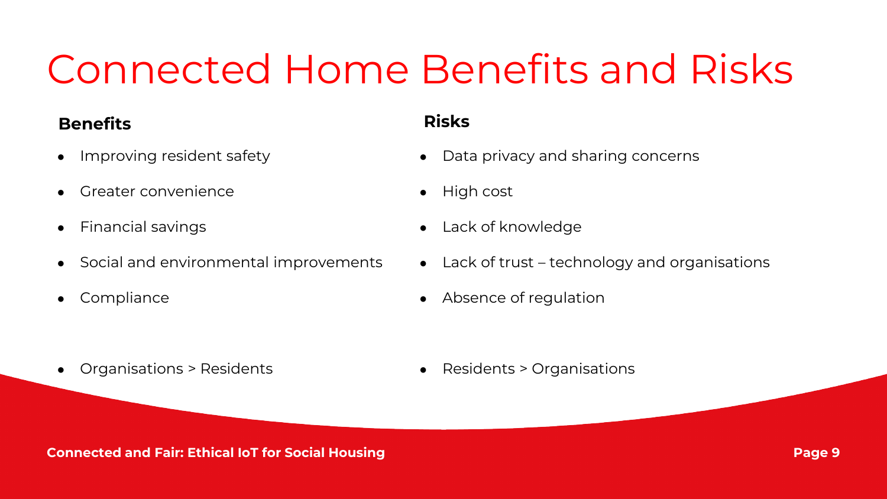# Connected Home Benefits and Risks

**Benefits**

- Improving resident safety
- Greater convenience
- Financial savings
- Social and environmental improvements
- Compliance

- Organisations > Residents

**Risks**

- Data privacy and sharing concerns
- High cost
- Lack of knowledge
- Lack of trust – technology and organisations
- Absence of regulation

- Residents > Organisations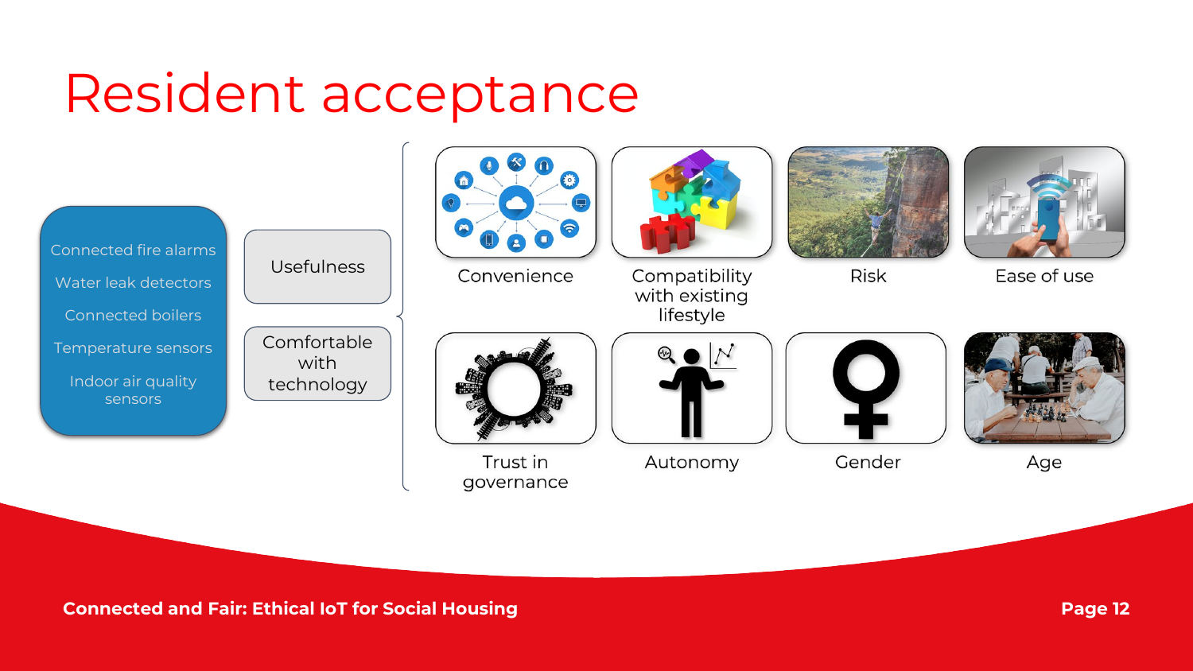# Resident acceptance

- Connected fire alarms
- Water leak detectors
- Connected boilers
- Temperature sensors
- Indoor air quality sensors

Usefulness

Comfortable with technology

Convenience

Compatibility with existing lifestyle

Risk

Ease of use

Trust in governance

Autonomy

Gender

Age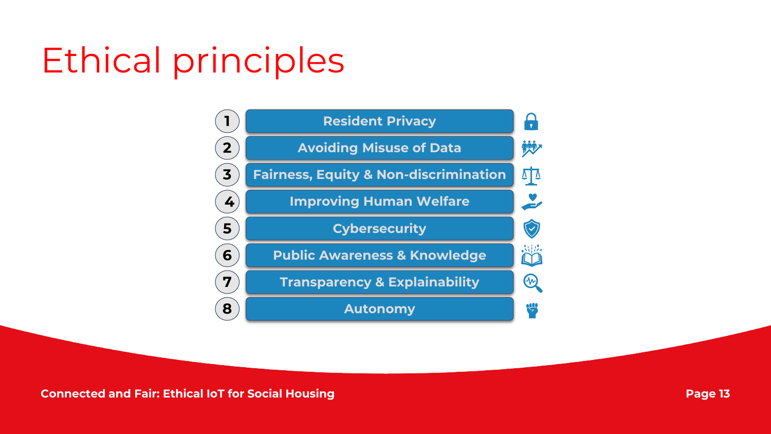# Ethical principles

1. Resident Privacy
2. Avoiding Misuse of Data
3. Fairness, Equity & Non-discrimination
4. Improving Human Welfare
5. Cybersecurity
6. Public Awareness & Knowledge
7. Transparency & Explainability
8. Autonomy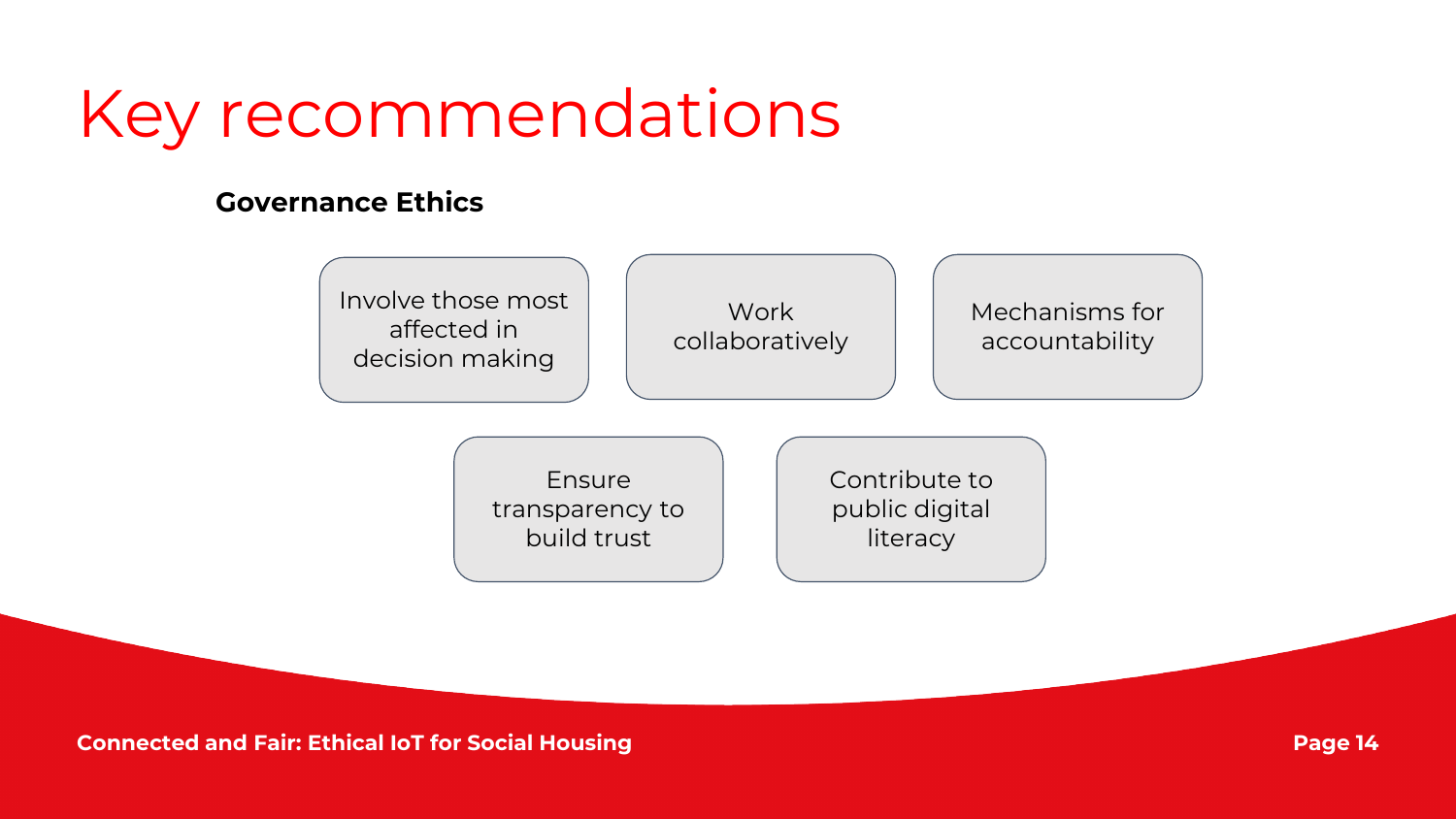# Key recommendations

**Governance Ethics**

- Involve those most affected in decision making
- Work collaboratively
- Mechanisms for accountability
- Ensure transparency to build trust
- Contribute to public digital literacy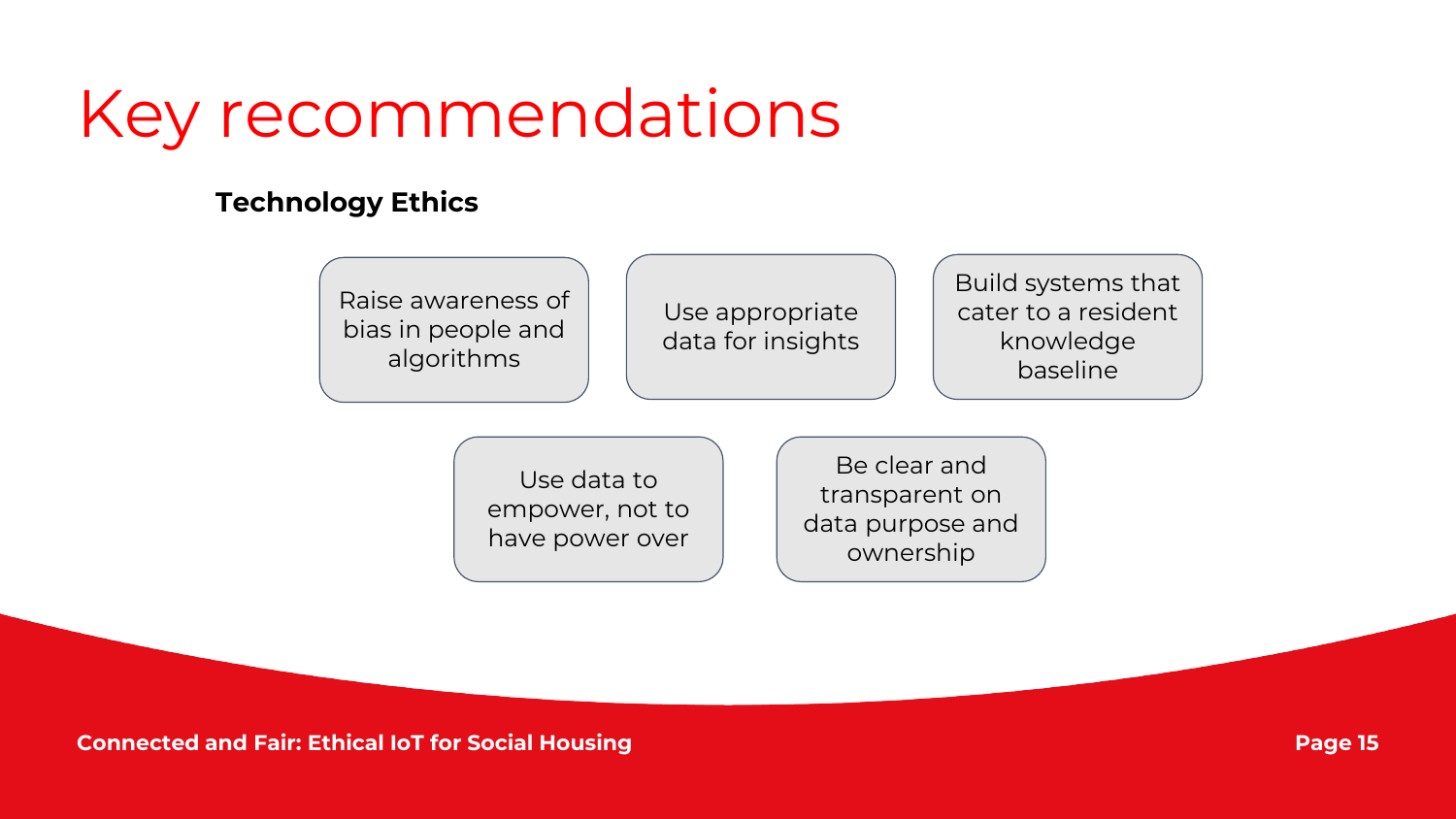# Key recommendations

**Technology Ethics**

- Raise awareness of bias in people and algorithms
- Use appropriate data for insights
- Build systems that cater to a resident knowledge baseline
- Use data to empower, not to have power over
- Be clear and transparent on data purpose and ownership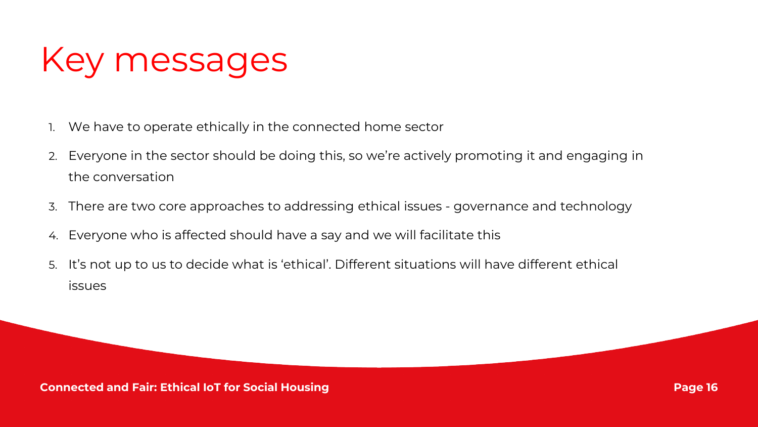# Key messages

1. We have to operate ethically in the connected home sector
2. Everyone in the sector should be doing this, so we're actively promoting it and engaging in the conversation
3. There are two core approaches to addressing ethical issues - governance and technology
4. Everyone who is affected should have a say and we will facilitate this
5. It's not up to us to decide what is 'ethical'. Different situations will have different ethical issues